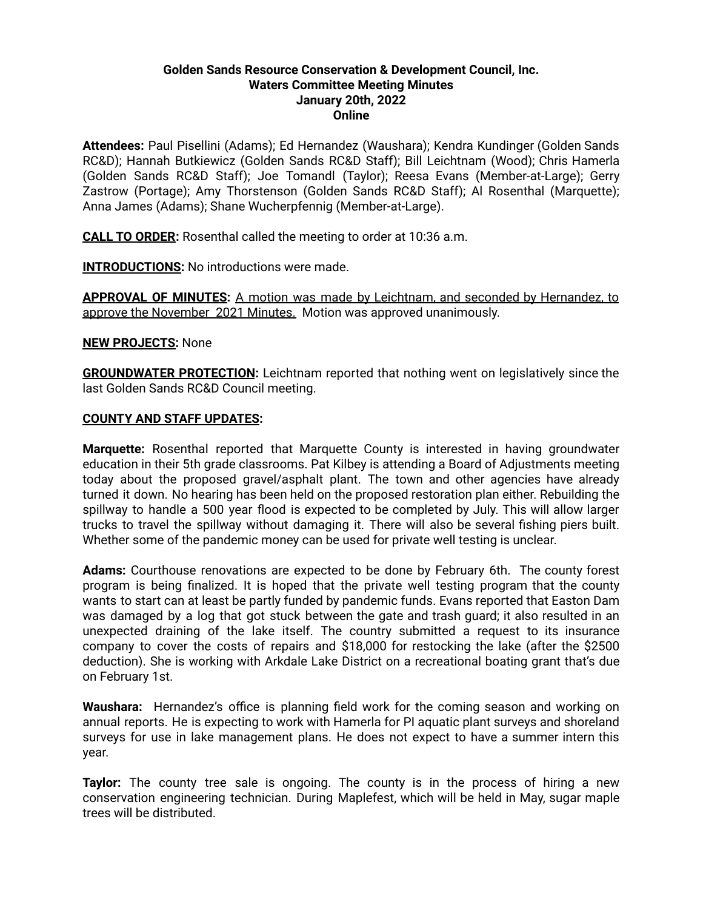**Golden Sands Resource Conservation & Development Council, Inc.**
**Waters Committee Meeting Minutes**
**January 20th, 2022**
**Online**

**Attendees:** Paul Pisellini (Adams); Ed Hernandez (Waushara); Kendra Kundinger (Golden Sands RC&D); Hannah Butkiewicz (Golden Sands RC&D Staff); Bill Leichtnam (Wood); Chris Hamerla (Golden Sands RC&D Staff); Joe Tomandl (Taylor); Reesa Evans (Member-at-Large); Gerry Zastrow (Portage); Amy Thorstenson (Golden Sands RC&D Staff); Al Rosenthal (Marquette); Anna James (Adams); Shane Wucherpfennig (Member-at-Large).

**CALL TO ORDER:** Rosenthal called the meeting to order at 10:36 a.m.

**INTRODUCTIONS:** No introductions were made.

**APPROVAL OF MINUTES:** A motion was made by Leichtnam, and seconded by Hernandez, to approve the November 2021 Minutes. Motion was approved unanimously.

**NEW PROJECTS:** None

**GROUNDWATER PROTECTION:** Leichtnam reported that nothing went on legislatively since the last Golden Sands RC&D Council meeting.

**COUNTY AND STAFF UPDATES:**

**Marquette:** Rosenthal reported that Marquette County is interested in having groundwater education in their 5th grade classrooms. Pat Kilbey is attending a Board of Adjustments meeting today about the proposed gravel/asphalt plant. The town and other agencies have already turned it down. No hearing has been held on the proposed restoration plan either. Rebuilding the spillway to handle a 500 year flood is expected to be completed by July. This will allow larger trucks to travel the spillway without damaging it. There will also be several fishing piers built. Whether some of the pandemic money can be used for private well testing is unclear.

**Adams:** Courthouse renovations are expected to be done by February 6th. The county forest program is being finalized. It is hoped that the private well testing program that the county wants to start can at least be partly funded by pandemic funds. Evans reported that Easton Dam was damaged by a log that got stuck between the gate and trash guard; it also resulted in an unexpected draining of the lake itself. The country submitted a request to its insurance company to cover the costs of repairs and $18,000 for restocking the lake (after the $2500 deduction). She is working with Arkdale Lake District on a recreational boating grant that's due on February 1st.

**Waushara:** Hernandez's office is planning field work for the coming season and working on annual reports. He is expecting to work with Hamerla for PI aquatic plant surveys and shoreland surveys for use in lake management plans. He does not expect to have a summer intern this year.

**Taylor:** The county tree sale is ongoing. The county is in the process of hiring a new conservation engineering technician. During Maplefest, which will be held in May, sugar maple trees will be distributed.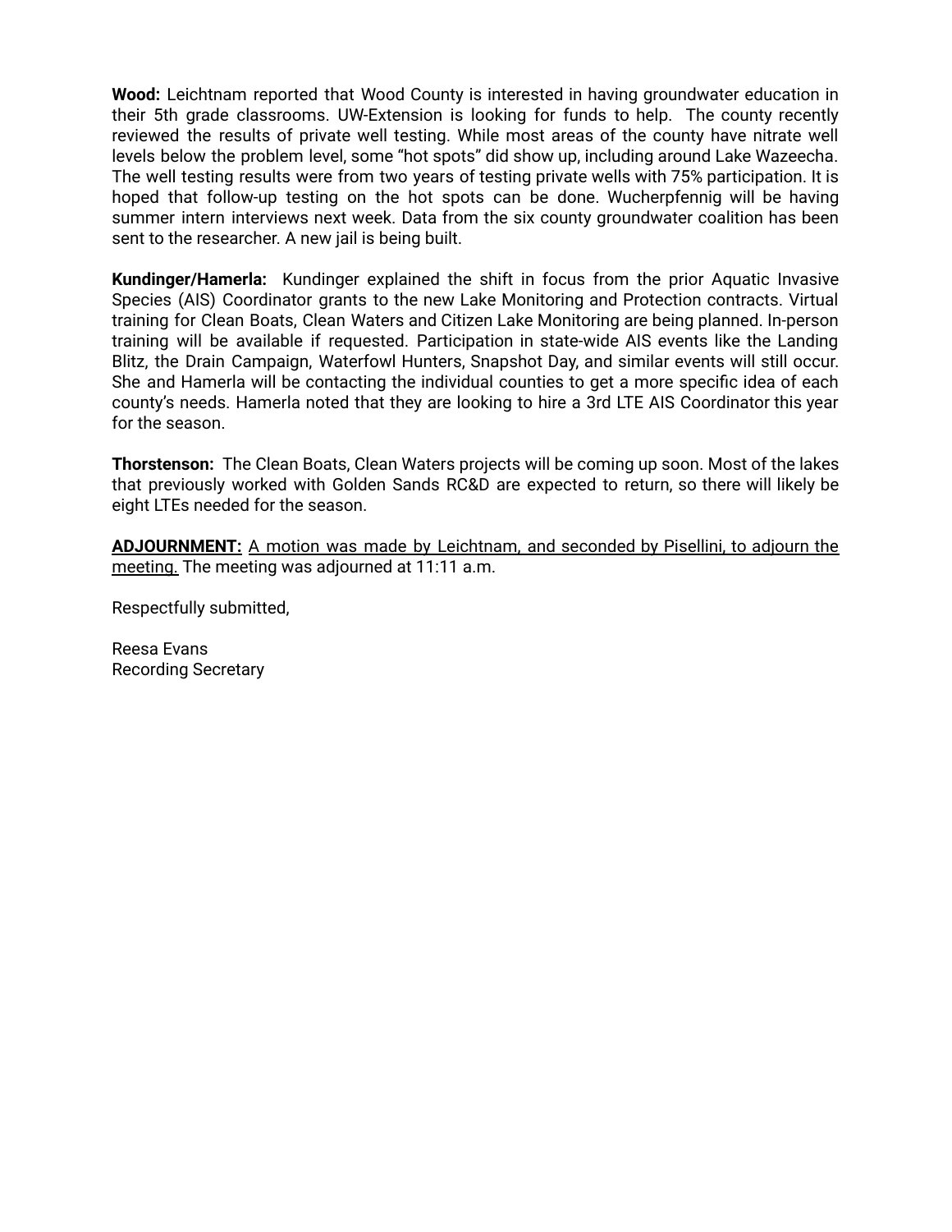**Wood:** Leichtnam reported that Wood County is interested in having groundwater education in their 5th grade classrooms. UW-Extension is looking for funds to help. The county recently reviewed the results of private well testing. While most areas of the county have nitrate well levels below the problem level, some "hot spots" did show up, including around Lake Wazeecha. The well testing results were from two years of testing private wells with 75% participation. It is hoped that follow-up testing on the hot spots can be done. Wucherpfennig will be having summer intern interviews next week. Data from the six county groundwater coalition has been sent to the researcher. A new jail is being built.

**Kundinger/Hamerla:** Kundinger explained the shift in focus from the prior Aquatic Invasive Species (AIS) Coordinator grants to the new Lake Monitoring and Protection contracts. Virtual training for Clean Boats, Clean Waters and Citizen Lake Monitoring are being planned. In-person training will be available if requested. Participation in state-wide AIS events like the Landing Blitz, the Drain Campaign, Waterfowl Hunters, Snapshot Day, and similar events will still occur. She and Hamerla will be contacting the individual counties to get a more specific idea of each county's needs. Hamerla noted that they are looking to hire a 3rd LTE AIS Coordinator this year for the season.

**Thorstenson:** The Clean Boats, Clean Waters projects will be coming up soon. Most of the lakes that previously worked with Golden Sands RC&D are expected to return, so there will likely be eight LTEs needed for the season.

**ADJOURNMENT:** A motion was made by Leichtnam, and seconded by Pisellini, to adjourn the meeting. The meeting was adjourned at 11:11 a.m.

Respectfully submitted,

Reesa Evans
Recording Secretary